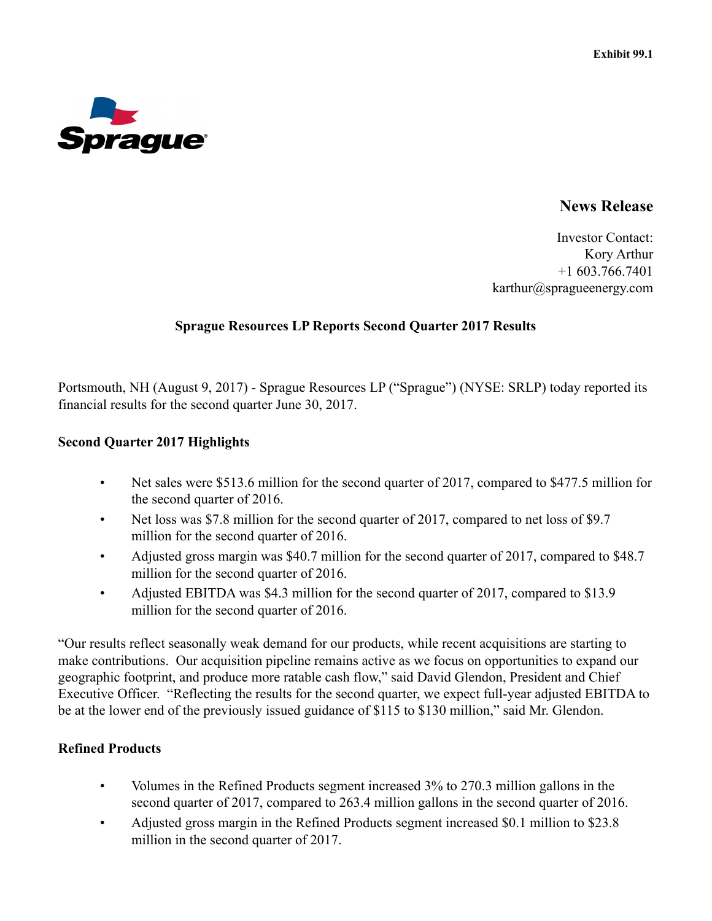Exhibit 99.1

Sprague

# News Release

Investor Contact:
Kory Arthur
+1 603.766.7401
karthur@spragueenergy.com

## Sprague Resources LP Reports Second Quarter 2017 Results

Portsmouth, NH (August 9, 2017) - Sprague Resources LP ("Sprague") (NYSE: SRLP) today reported its financial results for the second quarter June 30, 2017.

### Second Quarter 2017 Highlights

- Net sales were $513.6 million for the second quarter of 2017, compared to $477.5 million for the second quarter of 2016.
- Net loss was $7.8 million for the second quarter of 2017, compared to net loss of $9.7 million for the second quarter of 2016.
- Adjusted gross margin was $40.7 million for the second quarter of 2017, compared to $48.7 million for the second quarter of 2016.
- Adjusted EBITDA was $4.3 million for the second quarter of 2017, compared to $13.9 million for the second quarter of 2016.

"Our results reflect seasonally weak demand for our products, while recent acquisitions are starting to make contributions. Our acquisition pipeline remains active as we focus on opportunities to expand our geographic footprint, and produce more ratable cash flow," said David Glendon, President and Chief Executive Officer. "Reflecting the results for the second quarter, we expect full-year adjusted EBITDA to be at the lower end of the previously issued guidance of $115 to $130 million," said Mr. Glendon.

### Refined Products

- Volumes in the Refined Products segment increased 3% to 270.3 million gallons in the second quarter of 2017, compared to 263.4 million gallons in the second quarter of 2016.
- Adjusted gross margin in the Refined Products segment increased $0.1 million to $23.8 million in the second quarter of 2017.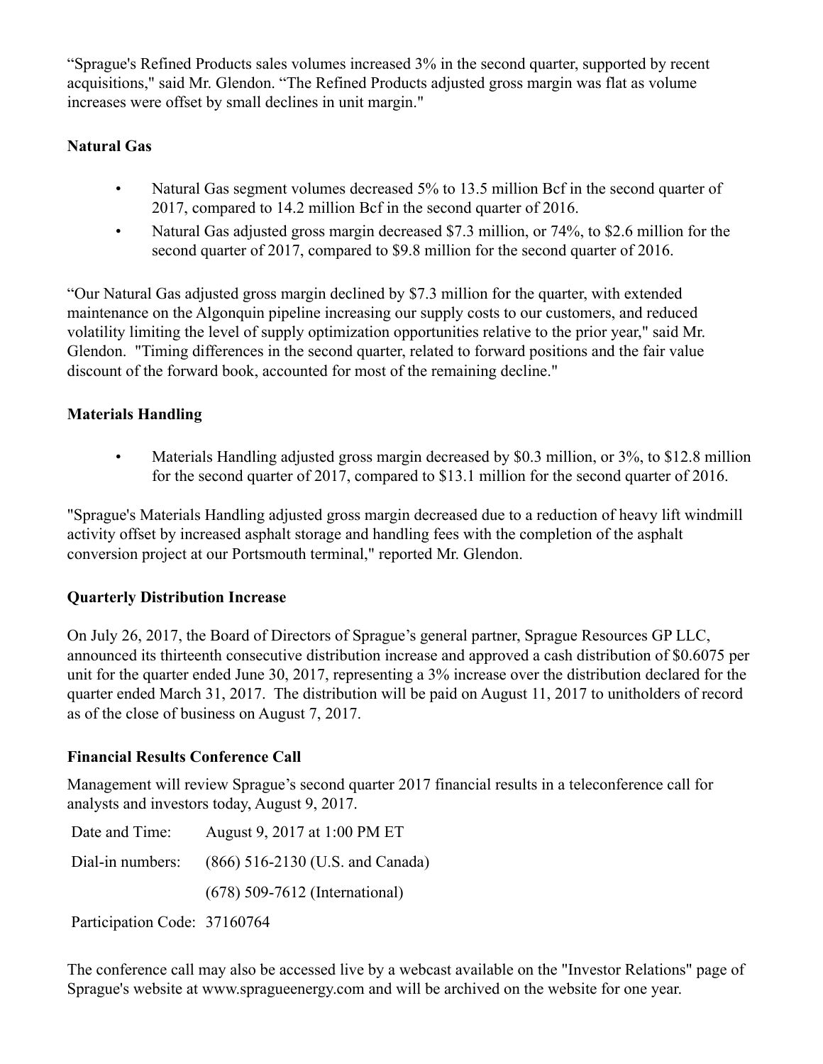"Sprague's Refined Products sales volumes increased 3% in the second quarter, supported by recent acquisitions," said Mr. Glendon. "The Refined Products adjusted gross margin was flat as volume increases were offset by small declines in unit margin."

**Natural Gas**

- Natural Gas segment volumes decreased 5% to 13.5 million Bcf in the second quarter of 2017, compared to 14.2 million Bcf in the second quarter of 2016.
- Natural Gas adjusted gross margin decreased $7.3 million, or 74%, to $2.6 million for the second quarter of 2017, compared to $9.8 million for the second quarter of 2016.

"Our Natural Gas adjusted gross margin declined by $7.3 million for the quarter, with extended maintenance on the Algonquin pipeline increasing our supply costs to our customers, and reduced volatility limiting the level of supply optimization opportunities relative to the prior year," said Mr. Glendon. "Timing differences in the second quarter, related to forward positions and the fair value discount of the forward book, accounted for most of the remaining decline."

**Materials Handling**

- Materials Handling adjusted gross margin decreased by $0.3 million, or 3%, to $12.8 million for the second quarter of 2017, compared to $13.1 million for the second quarter of 2016.

"Sprague's Materials Handling adjusted gross margin decreased due to a reduction of heavy lift windmill activity offset by increased asphalt storage and handling fees with the completion of the asphalt conversion project at our Portsmouth terminal," reported Mr. Glendon.

**Quarterly Distribution Increase**

On July 26, 2017, the Board of Directors of Sprague's general partner, Sprague Resources GP LLC, announced its thirteenth consecutive distribution increase and approved a cash distribution of $0.6075 per unit for the quarter ended June 30, 2017, representing a 3% increase over the distribution declared for the quarter ended March 31, 2017. The distribution will be paid on August 11, 2017 to unitholders of record as of the close of business on August 7, 2017.

**Financial Results Conference Call**

Management will review Sprague's second quarter 2017 financial results in a teleconference call for analysts and investors today, August 9, 2017.

| | |
|---|---|
| Date and Time: | August 9, 2017 at 1:00 PM ET |
| Dial-in numbers: | (866) 516-2130 (U.S. and Canada) |
| | (678) 509-7612 (International) |
| Participation Code: | 37160764 |

The conference call may also be accessed live by a webcast available on the "Investor Relations" page of Sprague's website at www.spragueenergy.com and will be archived on the website for one year.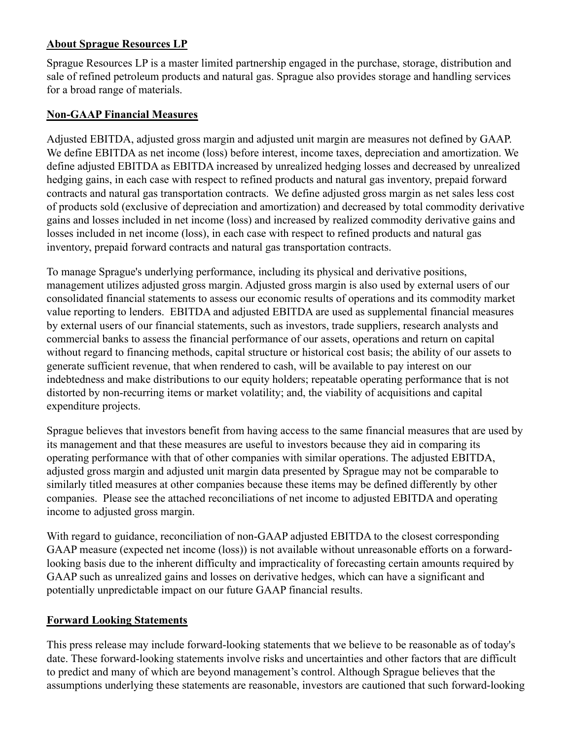## About Sprague Resources LP

Sprague Resources LP is a master limited partnership engaged in the purchase, storage, distribution and sale of refined petroleum products and natural gas. Sprague also provides storage and handling services for a broad range of materials.

## Non-GAAP Financial Measures

Adjusted EBITDA, adjusted gross margin and adjusted unit margin are measures not defined by GAAP. We define EBITDA as net income (loss) before interest, income taxes, depreciation and amortization. We define adjusted EBITDA as EBITDA increased by unrealized hedging losses and decreased by unrealized hedging gains, in each case with respect to refined products and natural gas inventory, prepaid forward contracts and natural gas transportation contracts. We define adjusted gross margin as net sales less cost of products sold (exclusive of depreciation and amortization) and decreased by total commodity derivative gains and losses included in net income (loss) and increased by realized commodity derivative gains and losses included in net income (loss), in each case with respect to refined products and natural gas inventory, prepaid forward contracts and natural gas transportation contracts.

To manage Sprague's underlying performance, including its physical and derivative positions, management utilizes adjusted gross margin. Adjusted gross margin is also used by external users of our consolidated financial statements to assess our economic results of operations and its commodity market value reporting to lenders. EBITDA and adjusted EBITDA are used as supplemental financial measures by external users of our financial statements, such as investors, trade suppliers, research analysts and commercial banks to assess the financial performance of our assets, operations and return on capital without regard to financing methods, capital structure or historical cost basis; the ability of our assets to generate sufficient revenue, that when rendered to cash, will be available to pay interest on our indebtedness and make distributions to our equity holders; repeatable operating performance that is not distorted by non-recurring items or market volatility; and, the viability of acquisitions and capital expenditure projects.

Sprague believes that investors benefit from having access to the same financial measures that are used by its management and that these measures are useful to investors because they aid in comparing its operating performance with that of other companies with similar operations. The adjusted EBITDA, adjusted gross margin and adjusted unit margin data presented by Sprague may not be comparable to similarly titled measures at other companies because these items may be defined differently by other companies. Please see the attached reconciliations of net income to adjusted EBITDA and operating income to adjusted gross margin.

With regard to guidance, reconciliation of non-GAAP adjusted EBITDA to the closest corresponding GAAP measure (expected net income (loss)) is not available without unreasonable efforts on a forward-looking basis due to the inherent difficulty and impracticality of forecasting certain amounts required by GAAP such as unrealized gains and losses on derivative hedges, which can have a significant and potentially unpredictable impact on our future GAAP financial results.

## Forward Looking Statements

This press release may include forward-looking statements that we believe to be reasonable as of today's date. These forward-looking statements involve risks and uncertainties and other factors that are difficult to predict and many of which are beyond management's control. Although Sprague believes that the assumptions underlying these statements are reasonable, investors are cautioned that such forward-looking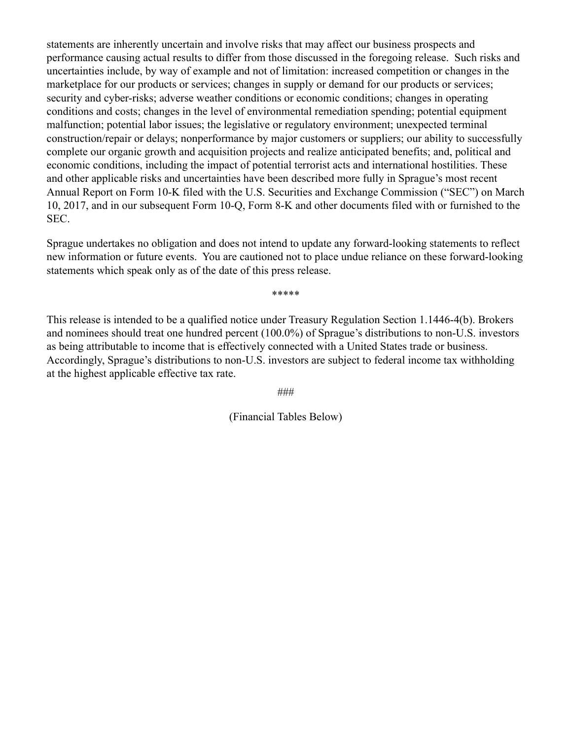statements are inherently uncertain and involve risks that may affect our business prospects and performance causing actual results to differ from those discussed in the foregoing release. Such risks and uncertainties include, by way of example and not of limitation: increased competition or changes in the marketplace for our products or services; changes in supply or demand for our products or services; security and cyber-risks; adverse weather conditions or economic conditions; changes in operating conditions and costs; changes in the level of environmental remediation spending; potential equipment malfunction; potential labor issues; the legislative or regulatory environment; unexpected terminal construction/repair or delays; nonperformance by major customers or suppliers; our ability to successfully complete our organic growth and acquisition projects and realize anticipated benefits; and, political and economic conditions, including the impact of potential terrorist acts and international hostilities. These and other applicable risks and uncertainties have been described more fully in Sprague's most recent Annual Report on Form 10-K filed with the U.S. Securities and Exchange Commission ("SEC") on March 10, 2017, and in our subsequent Form 10-Q, Form 8-K and other documents filed with or furnished to the SEC.

Sprague undertakes no obligation and does not intend to update any forward-looking statements to reflect new information or future events. You are cautioned not to place undue reliance on these forward-looking statements which speak only as of the date of this press release.

*****

This release is intended to be a qualified notice under Treasury Regulation Section 1.1446-4(b). Brokers and nominees should treat one hundred percent (100.0%) of Sprague's distributions to non-U.S. investors as being attributable to income that is effectively connected with a United States trade or business. Accordingly, Sprague's distributions to non-U.S. investors are subject to federal income tax withholding at the highest applicable effective tax rate.

###

(Financial Tables Below)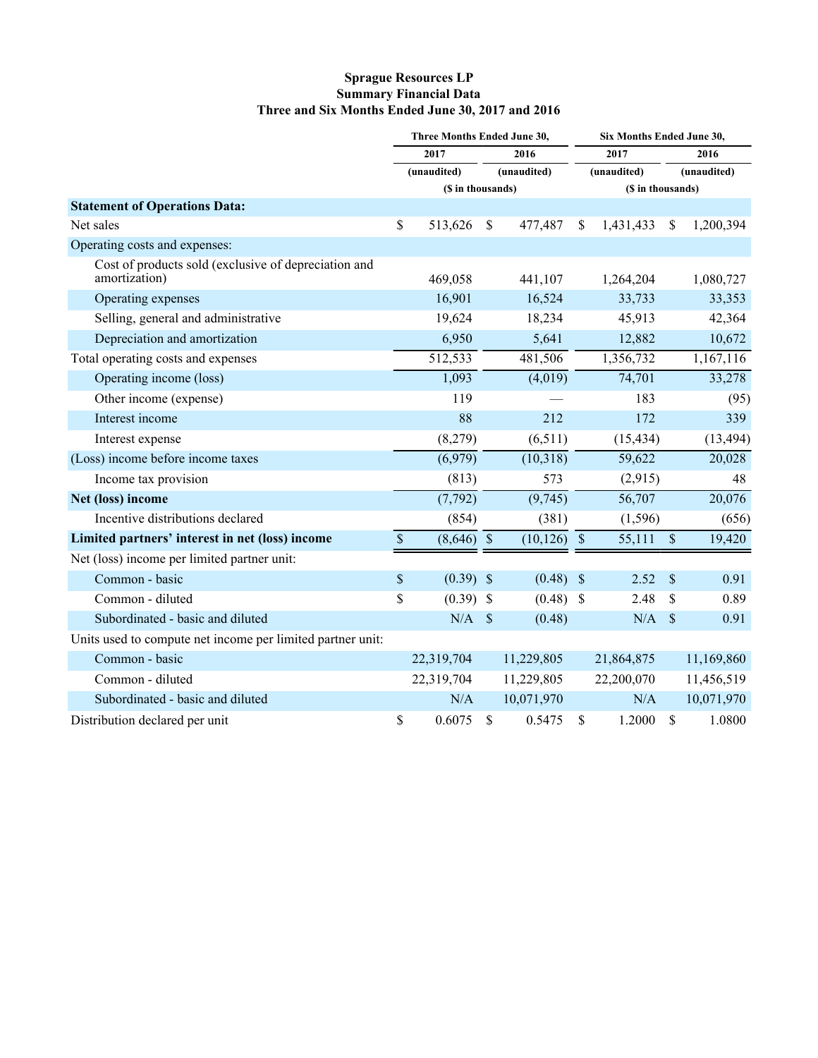**Sprague Resources LP**
**Summary Financial Data**
**Three and Six Months Ended June 30, 2017 and 2016**

| | Three Months Ended June 30, | | Six Months Ended June 30, | |
|---|---|---|---|---|
| | 2017 | 2016 | 2017 | 2016 |
| | (unaudited) | (unaudited) | (unaudited) | (unaudited) |
| | ($ in thousands) | | ($ in thousands) | |
| **Statement of Operations Data:** | | | | |
| Net sales | $ 513,626 | $ 477,487 | $ 1,431,433 | $ 1,200,394 |
| Operating costs and expenses: | | | | |
| Cost of products sold (exclusive of depreciation and amortization) | 469,058 | 441,107 | 1,264,204 | 1,080,727 |
| Operating expenses | 16,901 | 16,524 | 33,733 | 33,353 |
| Selling, general and administrative | 19,624 | 18,234 | 45,913 | 42,364 |
| Depreciation and amortization | 6,950 | 5,641 | 12,882 | 10,672 |
| Total operating costs and expenses | 512,533 | 481,506 | 1,356,732 | 1,167,116 |
| Operating income (loss) | 1,093 | (4,019) | 74,701 | 33,278 |
| Other income (expense) | 119 | — | 183 | (95) |
| Interest income | 88 | 212 | 172 | 339 |
| Interest expense | (8,279) | (6,511) | (15,434) | (13,494) |
| (Loss) income before income taxes | (6,979) | (10,318) | 59,622 | 20,028 |
| Income tax provision | (813) | 573 | (2,915) | 48 |
| **Net (loss) income** | (7,792) | (9,745) | 56,707 | 20,076 |
| Incentive distributions declared | (854) | (381) | (1,596) | (656) |
| **Limited partners' interest in net (loss) income** | $ (8,646) | $ (10,126) | $ 55,111 | $ 19,420 |
| Net (loss) income per limited partner unit: | | | | |
| Common - basic | $ (0.39) | $ (0.48) | $ 2.52 | $ 0.91 |
| Common - diluted | $ (0.39) | $ (0.48) | $ 2.48 | $ 0.89 |
| Subordinated - basic and diluted | N/A | $ (0.48) | N/A | $ 0.91 |
| Units used to compute net income per limited partner unit: | | | | |
| Common - basic | 22,319,704 | 11,229,805 | 21,864,875 | 11,169,860 |
| Common - diluted | 22,319,704 | 11,229,805 | 22,200,070 | 11,456,519 |
| Subordinated - basic and diluted | N/A | 10,071,970 | N/A | 10,071,970 |
| Distribution declared per unit | $ 0.6075 | $ 0.5475 | $ 1.2000 | $ 1.0800 |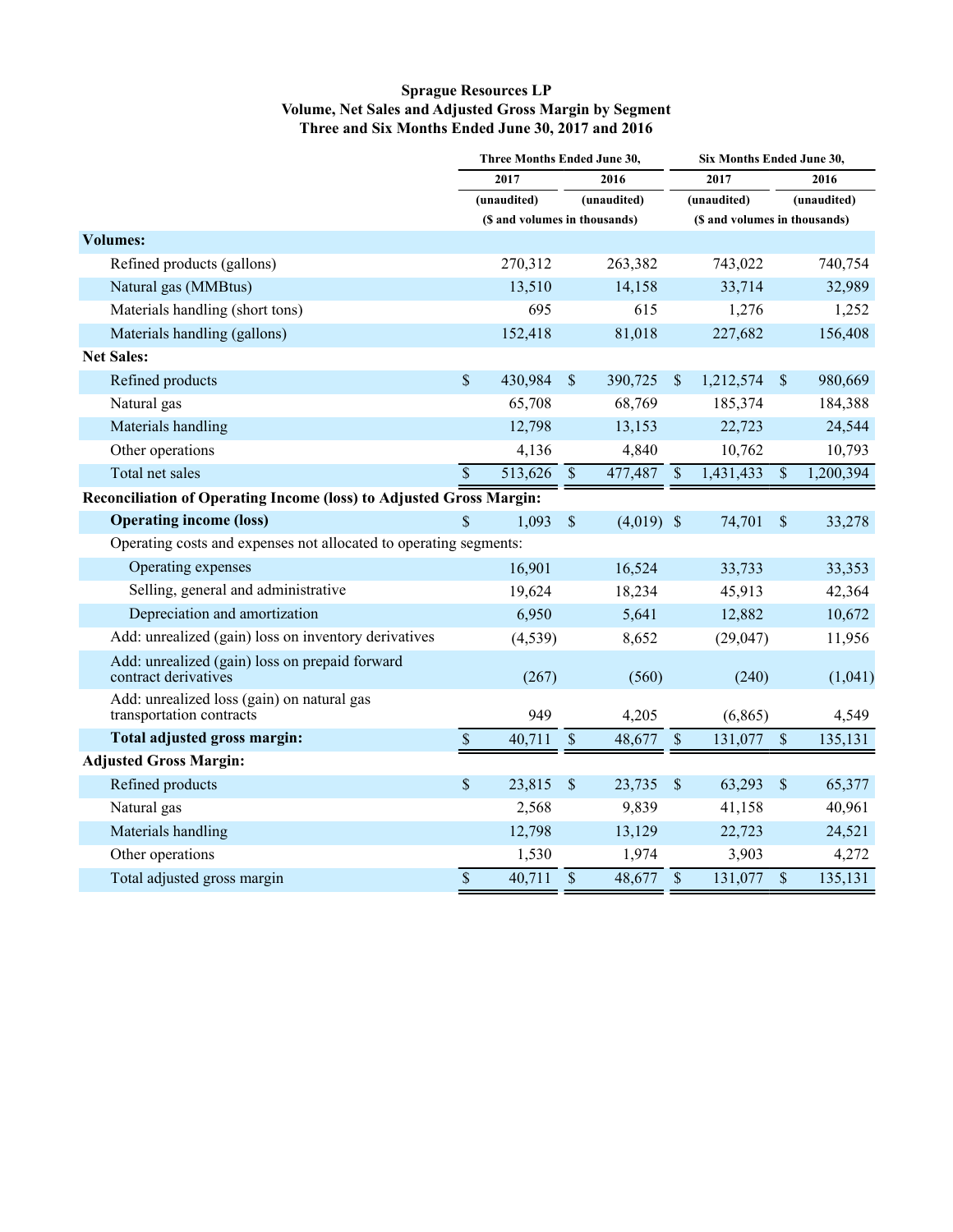**Sprague Resources LP**
**Volume, Net Sales and Adjusted Gross Margin by Segment**
**Three and Six Months Ended June 30, 2017 and 2016**

| | Three Months Ended June 30, | | Six Months Ended June 30, | |
|---|---|---|---|---|
| | 2017 | 2016 | 2017 | 2016 |
| | (unaudited) | (unaudited) | (unaudited) | (unaudited) |
| | ($ and volumes in thousands) | | ($ and volumes in thousands) | |
| **Volumes:** | | | | |
| Refined products (gallons) | 270,312 | 263,382 | 743,022 | 740,754 |
| Natural gas (MMBtus) | 13,510 | 14,158 | 33,714 | 32,989 |
| Materials handling (short tons) | 695 | 615 | 1,276 | 1,252 |
| Materials handling (gallons) | 152,418 | 81,018 | 227,682 | 156,408 |
| **Net Sales:** | | | | |
| Refined products | $ 430,984 | $ 390,725 | $ 1,212,574 | $ 980,669 |
| Natural gas | 65,708 | 68,769 | 185,374 | 184,388 |
| Materials handling | 12,798 | 13,153 | 22,723 | 24,544 |
| Other operations | 4,136 | 4,840 | 10,762 | 10,793 |
| Total net sales | $ 513,626 | $ 477,487 | $ 1,431,433 | $ 1,200,394 |
| **Reconciliation of Operating Income (loss) to Adjusted Gross Margin:** | | | | |
| **Operating income (loss)** | $ 1,093 | $ (4,019) | $ 74,701 | $ 33,278 |
| Operating costs and expenses not allocated to operating segments: | | | | |
| Operating expenses | 16,901 | 16,524 | 33,733 | 33,353 |
| Selling, general and administrative | 19,624 | 18,234 | 45,913 | 42,364 |
| Depreciation and amortization | 6,950 | 5,641 | 12,882 | 10,672 |
| Add: unrealized (gain) loss on inventory derivatives | (4,539) | 8,652 | (29,047) | 11,956 |
| Add: unrealized (gain) loss on prepaid forward contract derivatives | (267) | (560) | (240) | (1,041) |
| Add: unrealized loss (gain) on natural gas transportation contracts | 949 | 4,205 | (6,865) | 4,549 |
| **Total adjusted gross margin:** | $ 40,711 | $ 48,677 | $ 131,077 | $ 135,131 |
| **Adjusted Gross Margin:** | | | | |
| Refined products | $ 23,815 | $ 23,735 | $ 63,293 | $ 65,377 |
| Natural gas | 2,568 | 9,839 | 41,158 | 40,961 |
| Materials handling | 12,798 | 13,129 | 22,723 | 24,521 |
| Other operations | 1,530 | 1,974 | 3,903 | 4,272 |
| Total adjusted gross margin | $ 40,711 | $ 48,677 | $ 131,077 | $ 135,131 |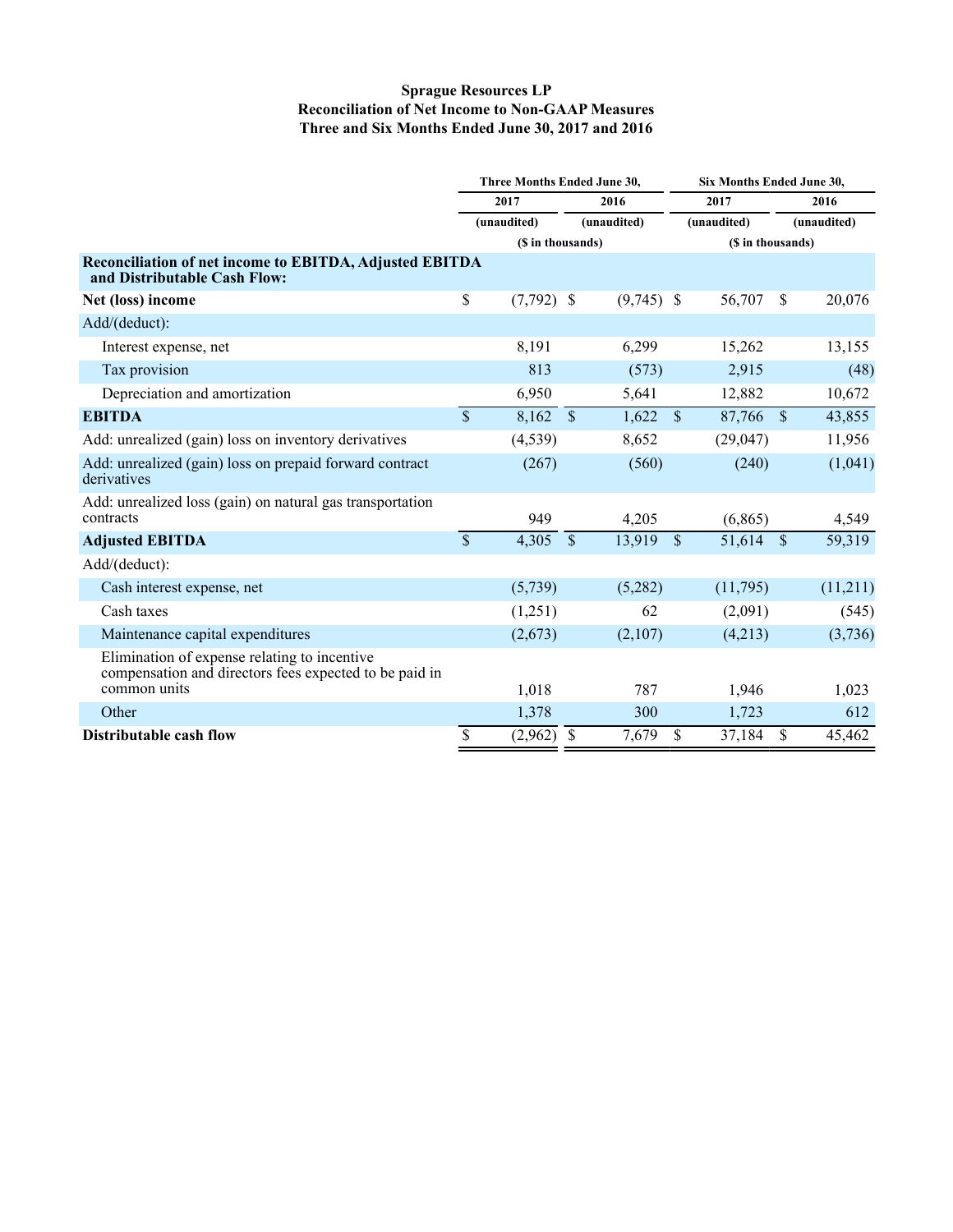**Sprague Resources LP**
**Reconciliation of Net Income to Non-GAAP Measures**
**Three and Six Months Ended June 30, 2017 and 2016**

| | Three Months Ended June 30, | | Six Months Ended June 30, | |
|---|---|---|---|---|
| | 2017 | 2016 | 2017 | 2016 |
| | (unaudited) | (unaudited) | (unaudited) | (unaudited) |
| | ($ in thousands) | | ($ in thousands) | |
| **Reconciliation of net income to EBITDA, Adjusted EBITDA and Distributable Cash Flow:** | | | | |
| **Net (loss) income** | $ (7,792) | $ (9,745) | $ 56,707 | $ 20,076 |
| Add/(deduct): | | | | |
| Interest expense, net | 8,191 | 6,299 | 15,262 | 13,155 |
| Tax provision | 813 | (573) | 2,915 | (48) |
| Depreciation and amortization | 6,950 | 5,641 | 12,882 | 10,672 |
| **EBITDA** | $ 8,162 | $ 1,622 | $ 87,766 | $ 43,855 |
| Add: unrealized (gain) loss on inventory derivatives | (4,539) | 8,652 | (29,047) | 11,956 |
| Add: unrealized (gain) loss on prepaid forward contract derivatives | (267) | (560) | (240) | (1,041) |
| Add: unrealized loss (gain) on natural gas transportation contracts | 949 | 4,205 | (6,865) | 4,549 |
| **Adjusted EBITDA** | $ 4,305 | $ 13,919 | $ 51,614 | $ 59,319 |
| Add/(deduct): | | | | |
| Cash interest expense, net | (5,739) | (5,282) | (11,795) | (11,211) |
| Cash taxes | (1,251) | 62 | (2,091) | (545) |
| Maintenance capital expenditures | (2,673) | (2,107) | (4,213) | (3,736) |
| Elimination of expense relating to incentive compensation and directors fees expected to be paid in common units | 1,018 | 787 | 1,946 | 1,023 |
| Other | 1,378 | 300 | 1,723 | 612 |
| **Distributable cash flow** | $ (2,962) | $ 7,679 | $ 37,184 | $ 45,462 |